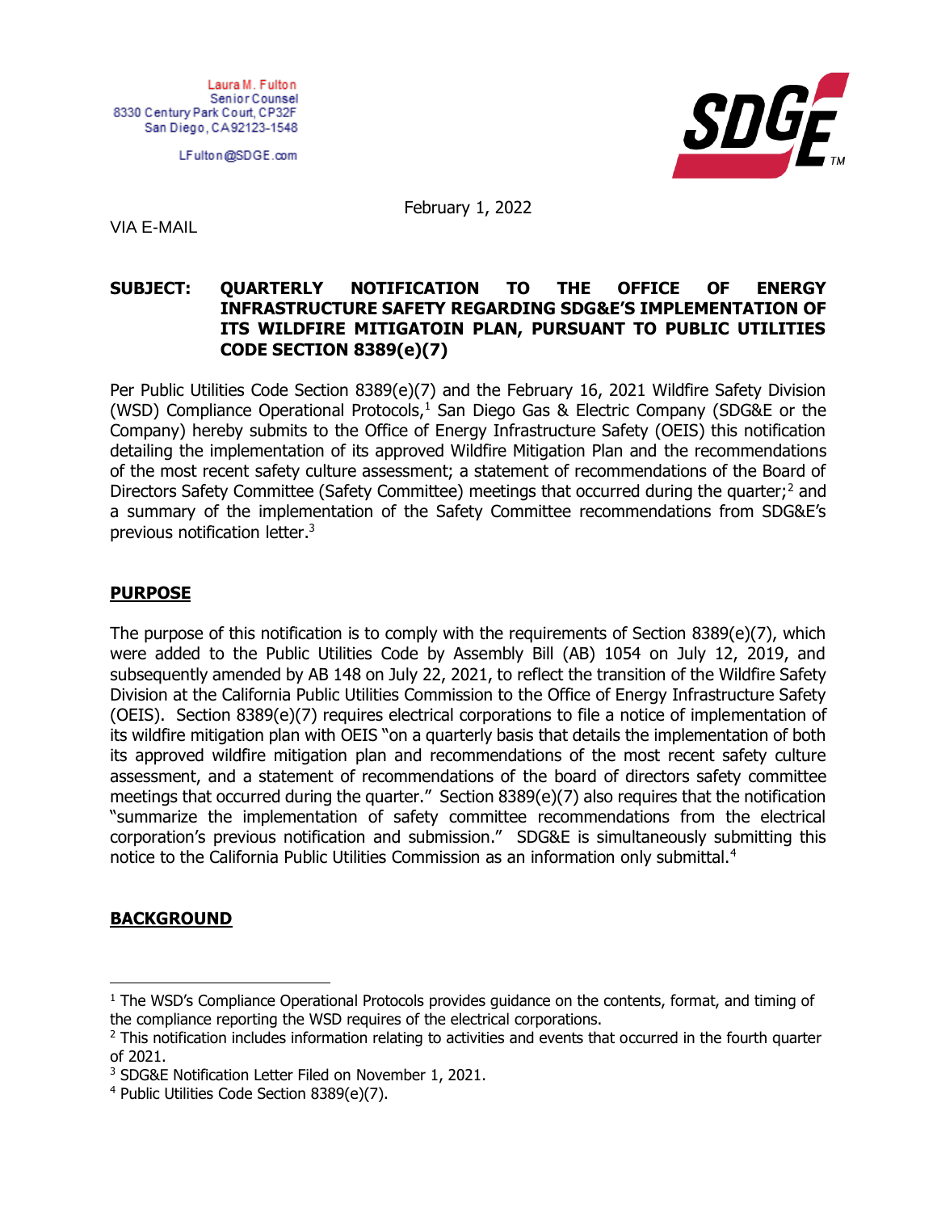Laura M. Fulton
Senior Counsel
8330 Century Park Court, CP32F
San Diego, CA 92123-1548

LFulton@SDGE.com

SDGE

February 1, 2022

VIA E-MAIL

**SUBJECT: QUARTERLY NOTIFICATION TO THE OFFICE OF ENERGY INFRASTRUCTURE SAFETY REGARDING SDG&E'S IMPLEMENTATION OF ITS WILDFIRE MITIGATOIN PLAN, PURSUANT TO PUBLIC UTILITIES CODE SECTION 8389(e)(7)**

Per Public Utilities Code Section 8389(e)(7) and the February 16, 2021 Wildfire Safety Division (WSD) Compliance Operational Protocols,[1] San Diego Gas & Electric Company (SDG&E or the Company) hereby submits to the Office of Energy Infrastructure Safety (OEIS) this notification detailing the implementation of its approved Wildfire Mitigation Plan and the recommendations of the most recent safety culture assessment; a statement of recommendations of the Board of Directors Safety Committee (Safety Committee) meetings that occurred during the quarter;[2] and a summary of the implementation of the Safety Committee recommendations from SDG&E's previous notification letter.[3]

## PURPOSE

The purpose of this notification is to comply with the requirements of Section 8389(e)(7), which were added to the Public Utilities Code by Assembly Bill (AB) 1054 on July 12, 2019, and subsequently amended by AB 148 on July 22, 2021, to reflect the transition of the Wildfire Safety Division at the California Public Utilities Commission to the Office of Energy Infrastructure Safety (OEIS). Section 8389(e)(7) requires electrical corporations to file a notice of implementation of its wildfire mitigation plan with OEIS "on a quarterly basis that details the implementation of both its approved wildfire mitigation plan and recommendations of the most recent safety culture assessment, and a statement of recommendations of the board of directors safety committee meetings that occurred during the quarter." Section 8389(e)(7) also requires that the notification "summarize the implementation of safety committee recommendations from the electrical corporation's previous notification and submission." SDG&E is simultaneously submitting this notice to the California Public Utilities Commission as an information only submittal.[4]

## BACKGROUND

---

[1] The WSD's Compliance Operational Protocols provides guidance on the contents, format, and timing of the compliance reporting the WSD requires of the electrical corporations.

[2] This notification includes information relating to activities and events that occurred in the fourth quarter of 2021.

[3] SDG&E Notification Letter Filed on November 1, 2021.

[4] Public Utilities Code Section 8389(e)(7).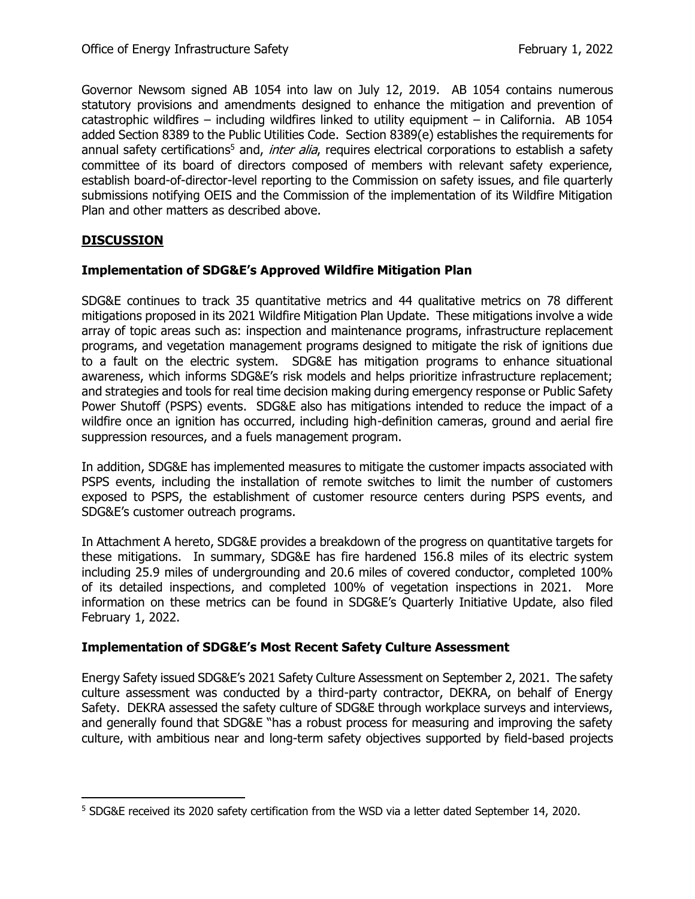Governor Newsom signed AB 1054 into law on July 12, 2019. AB 1054 contains numerous statutory provisions and amendments designed to enhance the mitigation and prevention of catastrophic wildfires – including wildfires linked to utility equipment – in California. AB 1054 added Section 8389 to the Public Utilities Code. Section 8389(e) establishes the requirements for annual safety certifications[5] and, *inter alia*, requires electrical corporations to establish a safety committee of its board of directors composed of members with relevant safety experience, establish board-of-director-level reporting to the Commission on safety issues, and file quarterly submissions notifying OEIS and the Commission of the implementation of its Wildfire Mitigation Plan and other matters as described above.

## DISCUSSION

### Implementation of SDG&E's Approved Wildfire Mitigation Plan

SDG&E continues to track 35 quantitative metrics and 44 qualitative metrics on 78 different mitigations proposed in its 2021 Wildfire Mitigation Plan Update. These mitigations involve a wide array of topic areas such as: inspection and maintenance programs, infrastructure replacement programs, and vegetation management programs designed to mitigate the risk of ignitions due to a fault on the electric system. SDG&E has mitigation programs to enhance situational awareness, which informs SDG&E's risk models and helps prioritize infrastructure replacement; and strategies and tools for real time decision making during emergency response or Public Safety Power Shutoff (PSPS) events. SDG&E also has mitigations intended to reduce the impact of a wildfire once an ignition has occurred, including high-definition cameras, ground and aerial fire suppression resources, and a fuels management program.

In addition, SDG&E has implemented measures to mitigate the customer impacts associated with PSPS events, including the installation of remote switches to limit the number of customers exposed to PSPS, the establishment of customer resource centers during PSPS events, and SDG&E's customer outreach programs.

In Attachment A hereto, SDG&E provides a breakdown of the progress on quantitative targets for these mitigations. In summary, SDG&E has fire hardened 156.8 miles of its electric system including 25.9 miles of undergrounding and 20.6 miles of covered conductor, completed 100% of its detailed inspections, and completed 100% of vegetation inspections in 2021. More information on these metrics can be found in SDG&E's Quarterly Initiative Update, also filed February 1, 2022.

### Implementation of SDG&E's Most Recent Safety Culture Assessment

Energy Safety issued SDG&E's 2021 Safety Culture Assessment on September 2, 2021. The safety culture assessment was conducted by a third-party contractor, DEKRA, on behalf of Energy Safety. DEKRA assessed the safety culture of SDG&E through workplace surveys and interviews, and generally found that SDG&E "has a robust process for measuring and improving the safety culture, with ambitious near and long-term safety objectives supported by field-based projects

[5] SDG&E received its 2020 safety certification from the WSD via a letter dated September 14, 2020.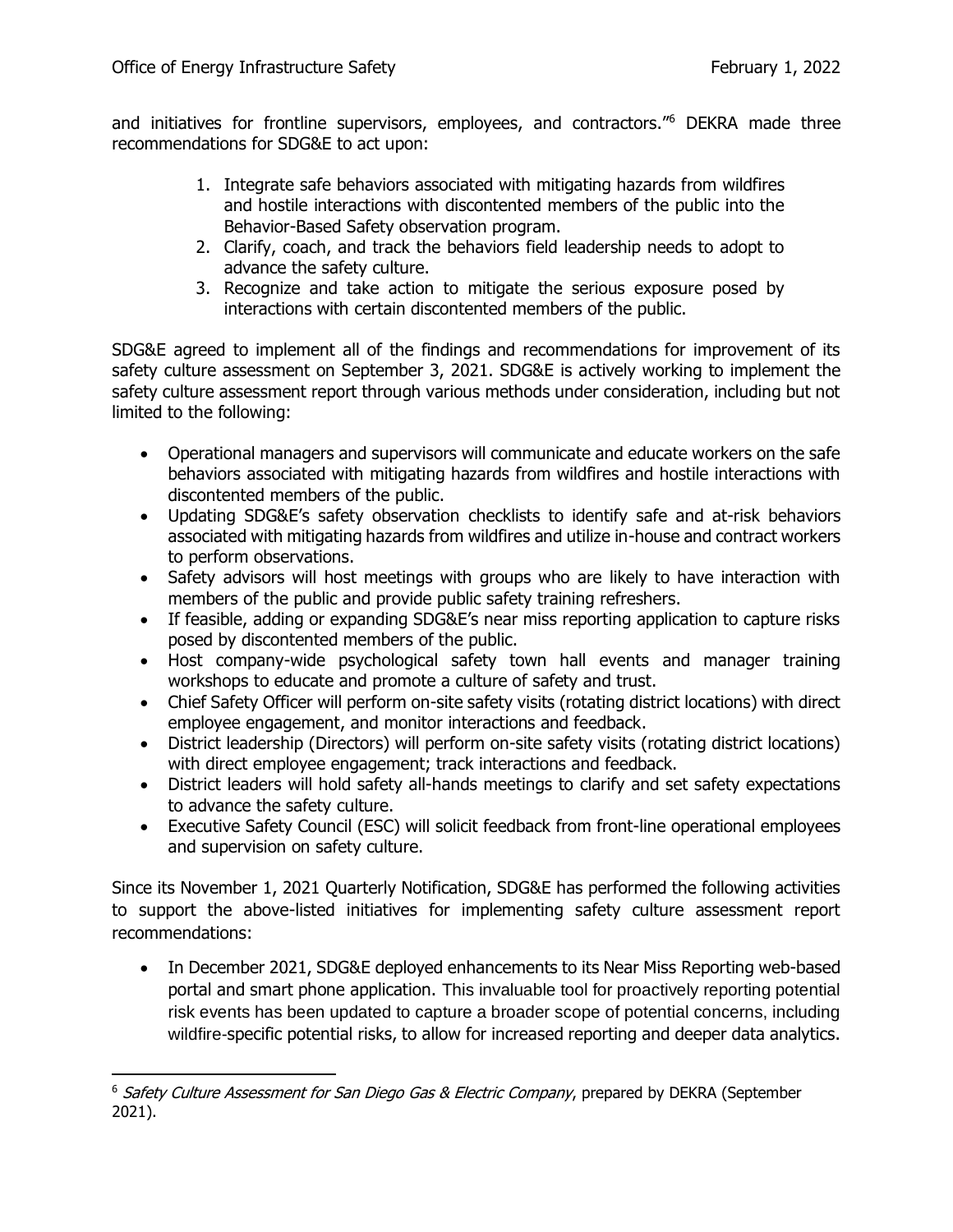and initiatives for frontline supervisors, employees, and contractors."[6] DEKRA made three recommendations for SDG&E to act upon:

1. Integrate safe behaviors associated with mitigating hazards from wildfires and hostile interactions with discontented members of the public into the Behavior-Based Safety observation program.
2. Clarify, coach, and track the behaviors field leadership needs to adopt to advance the safety culture.
3. Recognize and take action to mitigate the serious exposure posed by interactions with certain discontented members of the public.

SDG&E agreed to implement all of the findings and recommendations for improvement of its safety culture assessment on September 3, 2021. SDG&E is actively working to implement the safety culture assessment report through various methods under consideration, including but not limited to the following:

- Operational managers and supervisors will communicate and educate workers on the safe behaviors associated with mitigating hazards from wildfires and hostile interactions with discontented members of the public.
- Updating SDG&E's safety observation checklists to identify safe and at-risk behaviors associated with mitigating hazards from wildfires and utilize in-house and contract workers to perform observations.
- Safety advisors will host meetings with groups who are likely to have interaction with members of the public and provide public safety training refreshers.
- If feasible, adding or expanding SDG&E's near miss reporting application to capture risks posed by discontented members of the public.
- Host company-wide psychological safety town hall events and manager training workshops to educate and promote a culture of safety and trust.
- Chief Safety Officer will perform on-site safety visits (rotating district locations) with direct employee engagement, and monitor interactions and feedback.
- District leadership (Directors) will perform on-site safety visits (rotating district locations) with direct employee engagement; track interactions and feedback.
- District leaders will hold safety all-hands meetings to clarify and set safety expectations to advance the safety culture.
- Executive Safety Council (ESC) will solicit feedback from front-line operational employees and supervision on safety culture.

Since its November 1, 2021 Quarterly Notification, SDG&E has performed the following activities to support the above-listed initiatives for implementing safety culture assessment report recommendations:

- In December 2021, SDG&E deployed enhancements to its Near Miss Reporting web-based portal and smart phone application. This invaluable tool for proactively reporting potential risk events has been updated to capture a broader scope of potential concerns, including wildfire-specific potential risks, to allow for increased reporting and deeper data analytics.

[6] *Safety Culture Assessment for San Diego Gas & Electric Company*, prepared by DEKRA (September 2021).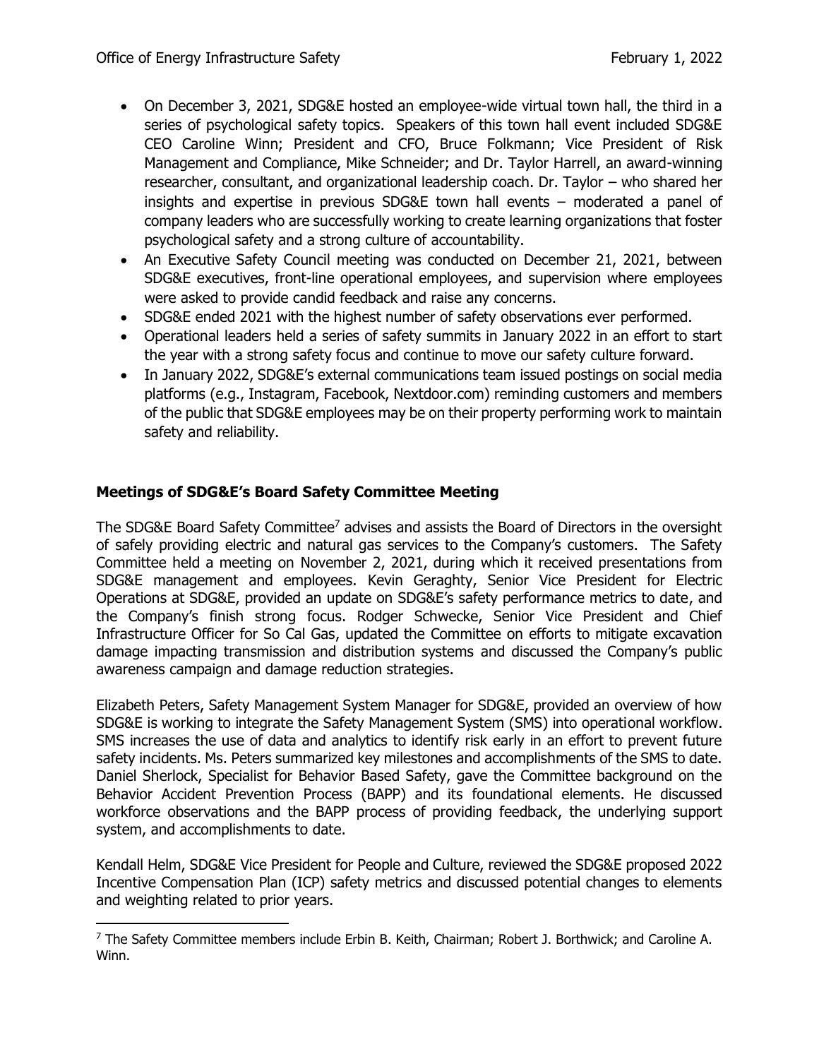- On December 3, 2021, SDG&E hosted an employee-wide virtual town hall, the third in a series of psychological safety topics. Speakers of this town hall event included SDG&E CEO Caroline Winn; President and CFO, Bruce Folkmann; Vice President of Risk Management and Compliance, Mike Schneider; and Dr. Taylor Harrell, an award-winning researcher, consultant, and organizational leadership coach. Dr. Taylor – who shared her insights and expertise in previous SDG&E town hall events – moderated a panel of company leaders who are successfully working to create learning organizations that foster psychological safety and a strong culture of accountability.
- An Executive Safety Council meeting was conducted on December 21, 2021, between SDG&E executives, front-line operational employees, and supervision where employees were asked to provide candid feedback and raise any concerns.
- SDG&E ended 2021 with the highest number of safety observations ever performed.
- Operational leaders held a series of safety summits in January 2022 in an effort to start the year with a strong safety focus and continue to move our safety culture forward.
- In January 2022, SDG&E's external communications team issued postings on social media platforms (e.g., Instagram, Facebook, Nextdoor.com) reminding customers and members of the public that SDG&E employees may be on their property performing work to maintain safety and reliability.

**Meetings of SDG&E's Board Safety Committee Meeting**

The SDG&E Board Safety Committee[7] advises and assists the Board of Directors in the oversight of safely providing electric and natural gas services to the Company's customers. The Safety Committee held a meeting on November 2, 2021, during which it received presentations from SDG&E management and employees. Kevin Geraghty, Senior Vice President for Electric Operations at SDG&E, provided an update on SDG&E's safety performance metrics to date, and the Company's finish strong focus. Rodger Schwecke, Senior Vice President and Chief Infrastructure Officer for So Cal Gas, updated the Committee on efforts to mitigate excavation damage impacting transmission and distribution systems and discussed the Company's public awareness campaign and damage reduction strategies.

Elizabeth Peters, Safety Management System Manager for SDG&E, provided an overview of how SDG&E is working to integrate the Safety Management System (SMS) into operational workflow. SMS increases the use of data and analytics to identify risk early in an effort to prevent future safety incidents. Ms. Peters summarized key milestones and accomplishments of the SMS to date. Daniel Sherlock, Specialist for Behavior Based Safety, gave the Committee background on the Behavior Accident Prevention Process (BAPP) and its foundational elements. He discussed workforce observations and the BAPP process of providing feedback, the underlying support system, and accomplishments to date.

Kendall Helm, SDG&E Vice President for People and Culture, reviewed the SDG&E proposed 2022 Incentive Compensation Plan (ICP) safety metrics and discussed potential changes to elements and weighting related to prior years.

[7] The Safety Committee members include Erbin B. Keith, Chairman; Robert J. Borthwick; and Caroline A. Winn.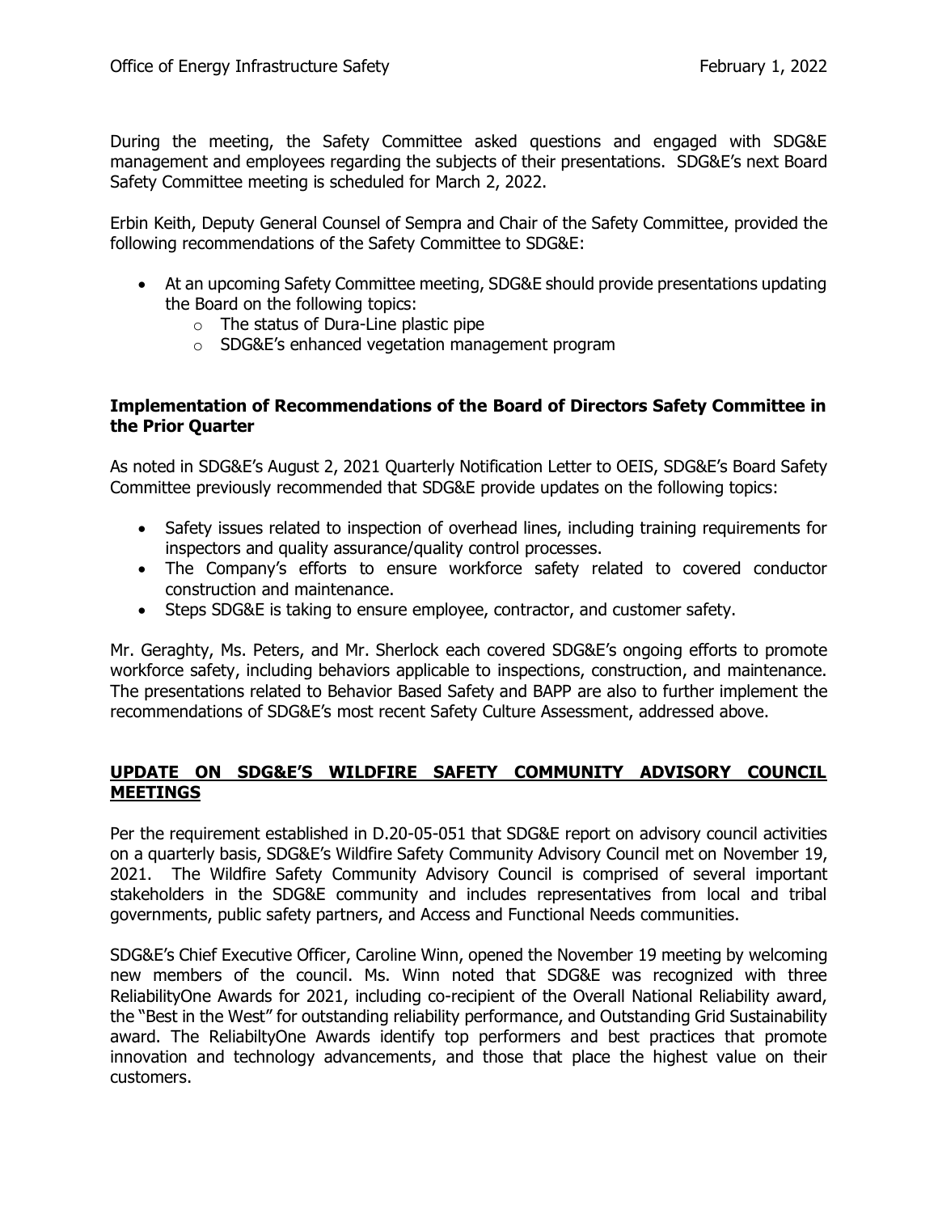During the meeting, the Safety Committee asked questions and engaged with SDG&E management and employees regarding the subjects of their presentations. SDG&E's next Board Safety Committee meeting is scheduled for March 2, 2022.

Erbin Keith, Deputy General Counsel of Sempra and Chair of the Safety Committee, provided the following recommendations of the Safety Committee to SDG&E:

- At an upcoming Safety Committee meeting, SDG&E should provide presentations updating the Board on the following topics:
  - The status of Dura-Line plastic pipe
  - SDG&E's enhanced vegetation management program

### Implementation of Recommendations of the Board of Directors Safety Committee in the Prior Quarter

As noted in SDG&E's August 2, 2021 Quarterly Notification Letter to OEIS, SDG&E's Board Safety Committee previously recommended that SDG&E provide updates on the following topics:

- Safety issues related to inspection of overhead lines, including training requirements for inspectors and quality assurance/quality control processes.
- The Company's efforts to ensure workforce safety related to covered conductor construction and maintenance.
- Steps SDG&E is taking to ensure employee, contractor, and customer safety.

Mr. Geraghty, Ms. Peters, and Mr. Sherlock each covered SDG&E's ongoing efforts to promote workforce safety, including behaviors applicable to inspections, construction, and maintenance. The presentations related to Behavior Based Safety and BAPP are also to further implement the recommendations of SDG&E's most recent Safety Culture Assessment, addressed above.

## UPDATE ON SDG&E'S WILDFIRE SAFETY COMMUNITY ADVISORY COUNCIL MEETINGS

Per the requirement established in D.20-05-051 that SDG&E report on advisory council activities on a quarterly basis, SDG&E's Wildfire Safety Community Advisory Council met on November 19, 2021. The Wildfire Safety Community Advisory Council is comprised of several important stakeholders in the SDG&E community and includes representatives from local and tribal governments, public safety partners, and Access and Functional Needs communities.

SDG&E's Chief Executive Officer, Caroline Winn, opened the November 19 meeting by welcoming new members of the council. Ms. Winn noted that SDG&E was recognized with three ReliabilityOne Awards for 2021, including co-recipient of the Overall National Reliability award, the "Best in the West" for outstanding reliability performance, and Outstanding Grid Sustainability award. The ReliabiltyOne Awards identify top performers and best practices that promote innovation and technology advancements, and those that place the highest value on their customers.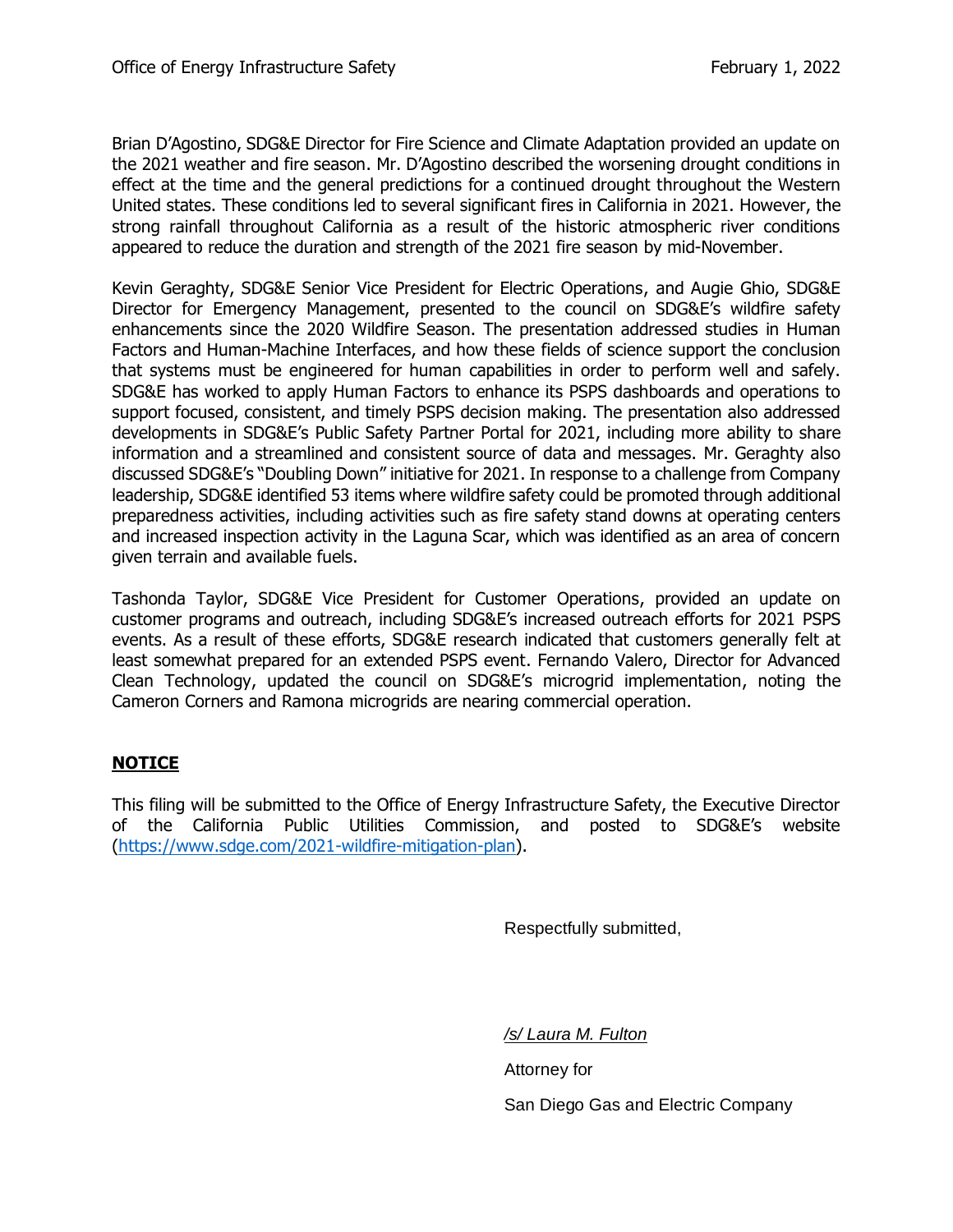Brian D'Agostino, SDG&E Director for Fire Science and Climate Adaptation provided an update on the 2021 weather and fire season. Mr. D'Agostino described the worsening drought conditions in effect at the time and the general predictions for a continued drought throughout the Western United states. These conditions led to several significant fires in California in 2021. However, the strong rainfall throughout California as a result of the historic atmospheric river conditions appeared to reduce the duration and strength of the 2021 fire season by mid-November.

Kevin Geraghty, SDG&E Senior Vice President for Electric Operations, and Augie Ghio, SDG&E Director for Emergency Management, presented to the council on SDG&E's wildfire safety enhancements since the 2020 Wildfire Season. The presentation addressed studies in Human Factors and Human-Machine Interfaces, and how these fields of science support the conclusion that systems must be engineered for human capabilities in order to perform well and safely. SDG&E has worked to apply Human Factors to enhance its PSPS dashboards and operations to support focused, consistent, and timely PSPS decision making. The presentation also addressed developments in SDG&E's Public Safety Partner Portal for 2021, including more ability to share information and a streamlined and consistent source of data and messages. Mr. Geraghty also discussed SDG&E's "Doubling Down" initiative for 2021. In response to a challenge from Company leadership, SDG&E identified 53 items where wildfire safety could be promoted through additional preparedness activities, including activities such as fire safety stand downs at operating centers and increased inspection activity in the Laguna Scar, which was identified as an area of concern given terrain and available fuels.

Tashonda Taylor, SDG&E Vice President for Customer Operations, provided an update on customer programs and outreach, including SDG&E's increased outreach efforts for 2021 PSPS events. As a result of these efforts, SDG&E research indicated that customers generally felt at least somewhat prepared for an extended PSPS event. Fernando Valero, Director for Advanced Clean Technology, updated the council on SDG&E's microgrid implementation, noting the Cameron Corners and Ramona microgrids are nearing commercial operation.

## NOTICE

This filing will be submitted to the Office of Energy Infrastructure Safety, the Executive Director of the California Public Utilities Commission, and posted to SDG&E's website ([https://www.sdge.com/2021-wildfire-mitigation-plan](https://www.sdge.com/2021-wildfire-mitigation-plan)).

Respectfully submitted,

*/s/ Laura M. Fulton*

Attorney for

San Diego Gas and Electric Company